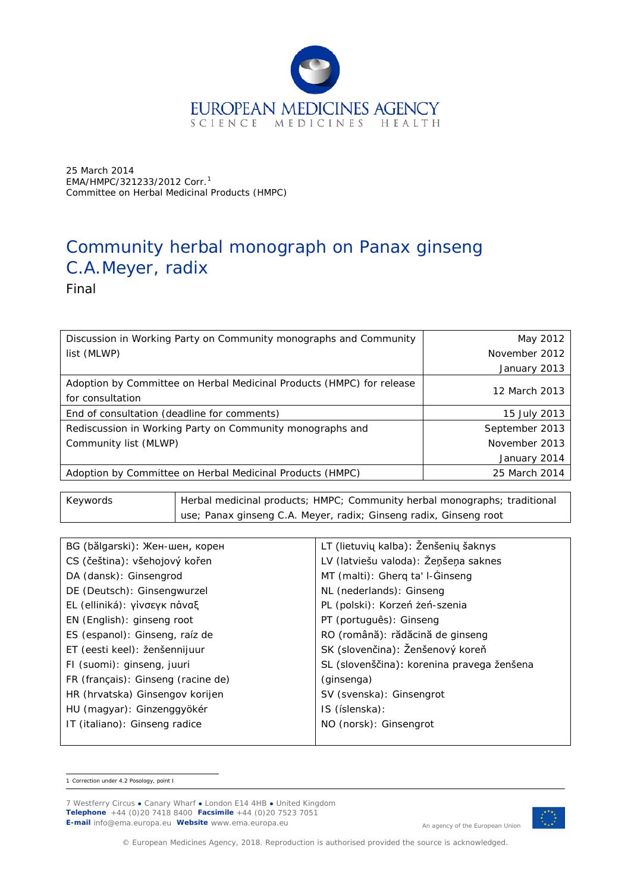EUROPEAN MEDICINES AGENCY
SCIENCE MEDICINES HEALTH

25 March 2014
EMA/HMPC/321233/2012 Corr.[1]
Committee on Herbal Medicinal Products (HMPC)

# Community herbal monograph on Panax ginseng C.A.Meyer, radix

Final

| | |
|---|---|
| Discussion in Working Party on Community monographs and Community list (MLWP) | May 2012<br>November 2012<br>January 2013 |
| Adoption by Committee on Herbal Medicinal Products (HMPC) for release for consultation | 12 March 2013 |
| End of consultation (deadline for comments) | 15 July 2013 |
| Rediscussion in Working Party on Community monographs and Community list (MLWP) | September 2013<br>November 2013<br>January 2014 |
| Adoption by Committee on Herbal Medicinal Products (HMPC) | 25 March 2014 |

| | |
|---|---|
| Keywords | Herbal medicinal products; HMPC; Community herbal monographs; traditional use; Panax ginseng C.A. Meyer, radix; Ginseng radix, Ginseng root |

| | |
|---|---|
| BG (bǎlgarski): Жен-шен, корен | LT (lietuvių kalba): Ženšenių šaknys |
| CS (čeština): všehojový kořen | LV (latviešu valoda): Žeņšeņa saknes |
| DA (dansk): Ginsengrod | MT (malti): Gherq ta' l-Ġinseng |
| DE (Deutsch): Ginsengwurzel | NL (nederlands): Ginseng |
| EL (elliniká): γίνσεγκ πάναξ | PL (polski): Korzeń żeń-szenia |
| EN (English): ginseng root | PT (português): Ginseng |
| ES (espanol): Ginseng, raíz de | RO (română): rădăcină de ginseng |
| ET (eesti keel): ženšennijuur | SK (slovenčina): Ženšenový koreň |
| FI (suomi): ginseng, juuri | SL (slovenščina): korenina pravega ženšena (ginsenga) |
| FR (français): Ginseng (racine de) | SV (svenska): Ginsengrot |
| HR (hrvatska) Ginsengov korijen | IS (íslenska): |
| HU (magyar): Ginzenggyökér | NO (norsk): Ginsengrot |
| IT (italiano): Ginseng radice | |

[1] Correction under 4.2 Posology, point I

7 Westferry Circus ● Canary Wharf ● London E14 4HB ● United Kingdom
**Telephone** +44 (0)20 7418 8400 **Facsimile** +44 (0)20 7523 7051
**E-mail** info@ema.europa.eu **Website** www.ema.europa.eu

An agency of the European Union

© European Medicines Agency, 2018. Reproduction is authorised provided the source is acknowledged.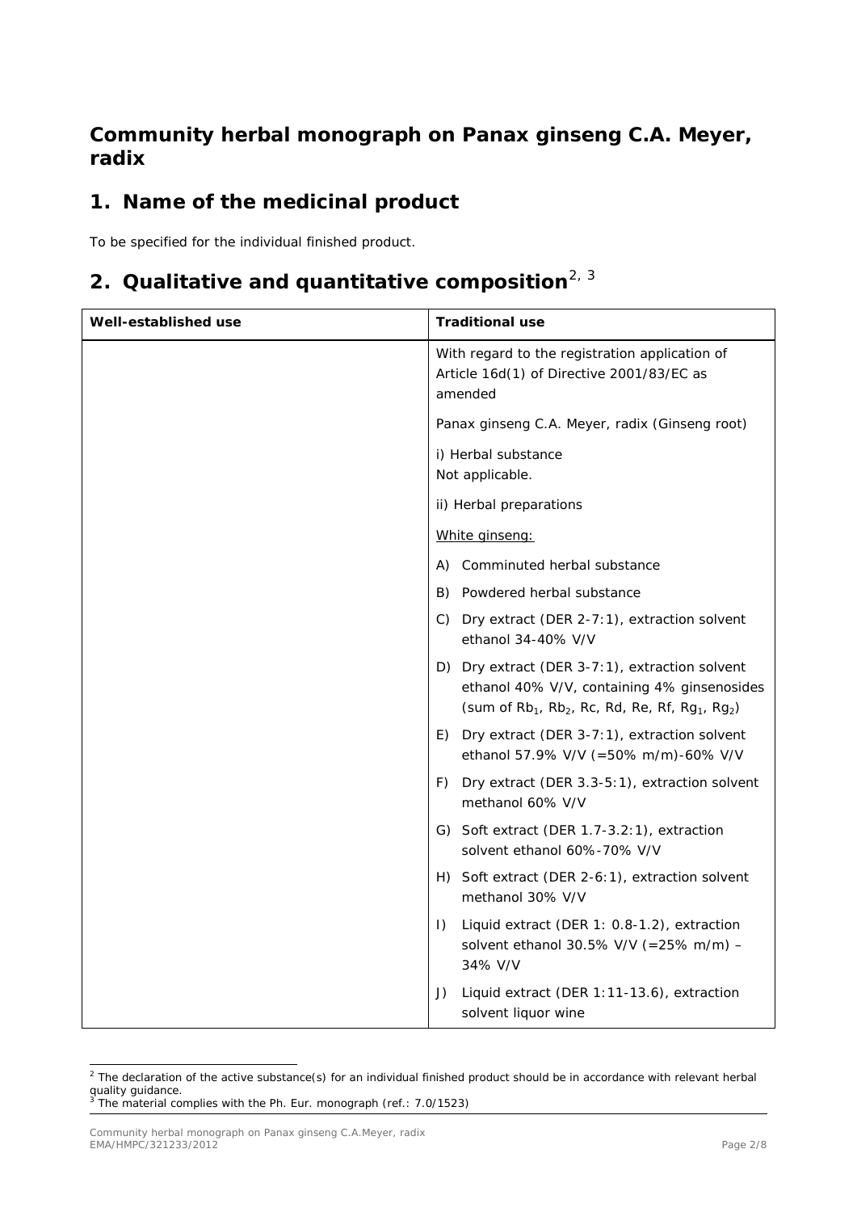## Community herbal monograph on Panax ginseng C.A. Meyer, radix

# 1. Name of the medicinal product

To be specified for the individual finished product.

# 2. Qualitative and quantitative composition[2, 3]

| Well-established use | Traditional use |
|---|---|
| | With regard to the registration application of Article 16d(1) of Directive 2001/83/EC as amended<br><br>Panax ginseng C.A. Meyer, radix (Ginseng root)<br><br>i) Herbal substance<br>Not applicable.<br><br>ii) Herbal preparations<br><br><u>White ginseng:</u><br><br>A) Comminuted herbal substance<br><br>B) Powdered herbal substance<br><br>C) Dry extract (DER 2-7:1), extraction solvent ethanol 34-40% V/V<br><br>D) Dry extract (DER 3-7:1), extraction solvent ethanol 40% V/V, containing 4% ginsenosides (sum of $Rb_1$, $Rb_2$, Rc, Rd, Re, Rf, $Rg_1$, $Rg_2$)<br><br>E) Dry extract (DER 3-7:1), extraction solvent ethanol 57.9% V/V (=50% m/m)-60% V/V<br><br>F) Dry extract (DER 3.3-5:1), extraction solvent methanol 60% V/V<br><br>G) Soft extract (DER 1.7-3.2:1), extraction solvent ethanol 60%-70% V/V<br><br>H) Soft extract (DER 2-6:1), extraction solvent methanol 30% V/V<br><br>I) Liquid extract (DER 1: 0.8-1.2), extraction solvent ethanol 30.5% V/V (=25% m/m) – 34% V/V<br><br>J) Liquid extract (DER 1:11-13.6), extraction solvent liquor wine |

[2] The declaration of the active substance(s) for an individual finished product should be in accordance with relevant herbal quality guidance.
[3] The material complies with the Ph. Eur. monograph (ref.: 7.0/1523)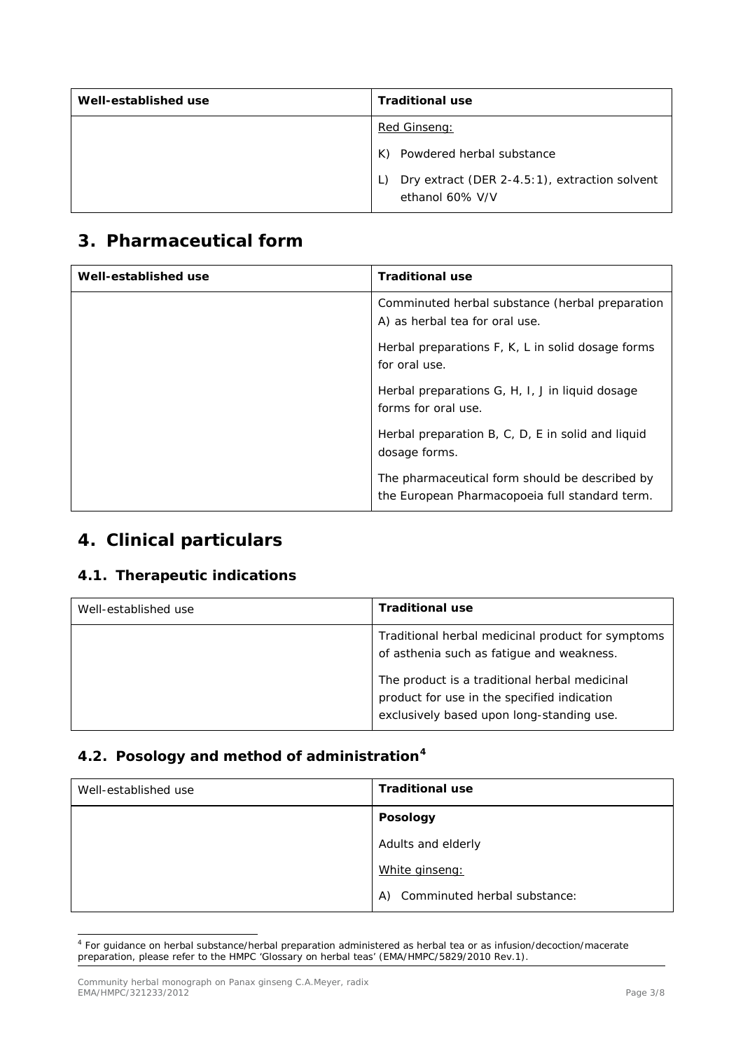| Well-established use | Traditional use |
|---|---|
| | Red Ginseng:<br><br>K) Powdered herbal substance<br><br>L) Dry extract (DER 2-4.5:1), extraction solvent ethanol 60% V/V |

## 3. Pharmaceutical form

| Well-established use | Traditional use |
|---|---|
| | Comminuted herbal substance (herbal preparation A) as herbal tea for oral use.<br><br>Herbal preparations F, K, L in solid dosage forms for oral use.<br><br>Herbal preparations G, H, I, J in liquid dosage forms for oral use.<br><br>Herbal preparation B, C, D, E in solid and liquid dosage forms.<br><br>The pharmaceutical form should be described by the European Pharmacopoeia full standard term. |

## 4. Clinical particulars

### 4.1. Therapeutic indications

| Well-established use | Traditional use |
|---|---|
| | Traditional herbal medicinal product for symptoms of asthenia such as fatigue and weakness.<br><br>The product is a traditional herbal medicinal product for use in the specified indication exclusively based upon long-standing use. |

### 4.2. Posology and method of administration[4]

| Well-established use | Traditional use |
|---|---|
| | **Posology**<br><br>Adults and elderly<br><br>White ginseng:<br><br>A) Comminuted herbal substance: |

[4] For guidance on herbal substance/herbal preparation administered as herbal tea or as infusion/decoction/macerate preparation, please refer to the HMPC 'Glossary on herbal teas' (EMA/HMPC/5829/2010 Rev.1).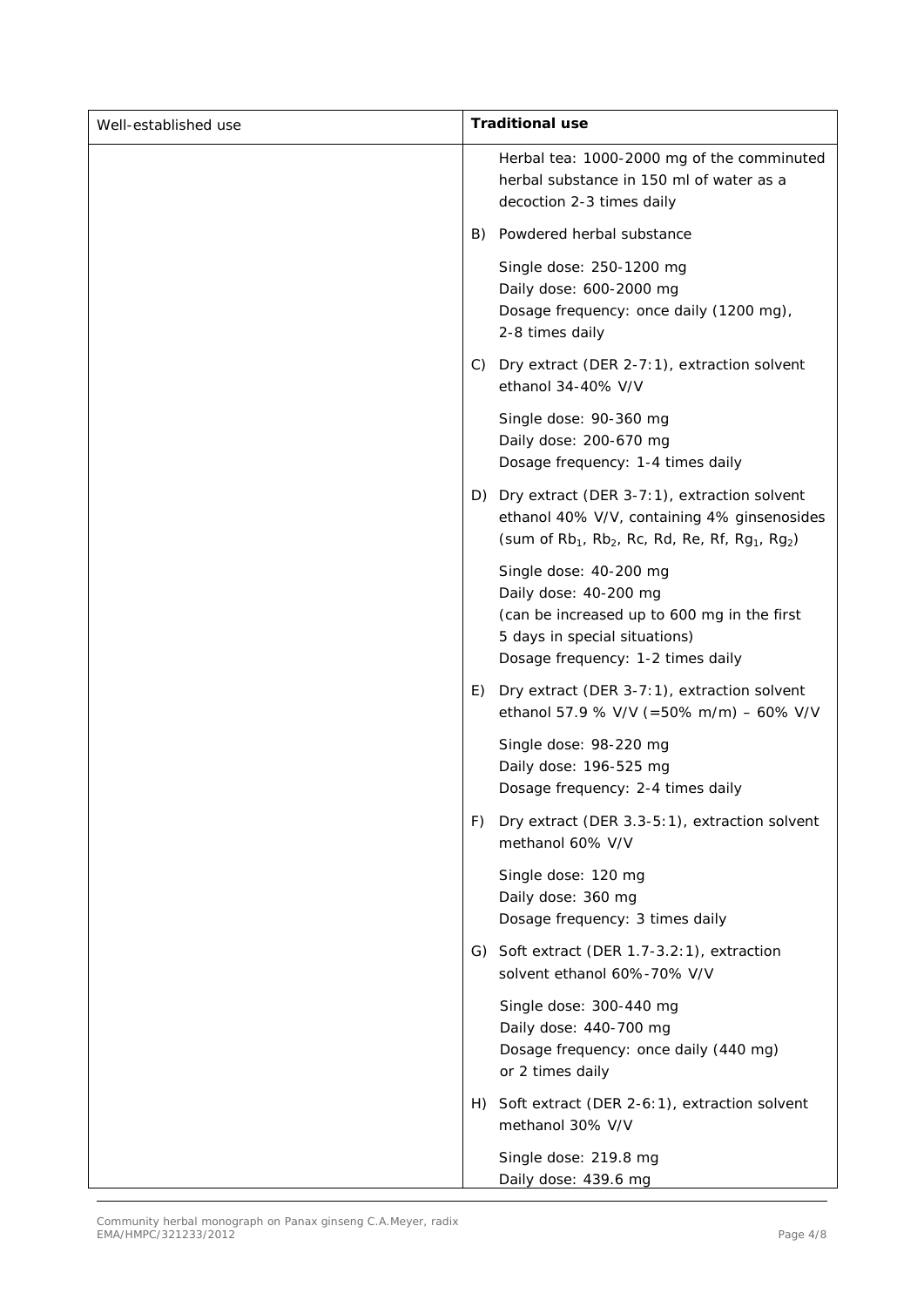| Well-established use | **Traditional use** |
|---|---|
| | Herbal tea: 1000-2000 mg of the comminuted herbal substance in 150 ml of water as a decoction 2-3 times daily<br><br>B) Powdered herbal substance<br><br>Single dose: 250-1200 mg<br>Daily dose: 600-2000 mg<br>Dosage frequency: once daily (1200 mg), 2-8 times daily<br><br>C) Dry extract (DER 2-7:1), extraction solvent ethanol 34-40% V/V<br><br>Single dose: 90-360 mg<br>Daily dose: 200-670 mg<br>Dosage frequency: 1-4 times daily<br><br>D) Dry extract (DER 3-7:1), extraction solvent ethanol 40% V/V, containing 4% ginsenosides (sum of $Rb_1$, $Rb_2$, Rc, Rd, Re, Rf, $Rg_1$, $Rg_2$)<br><br>Single dose: 40-200 mg<br>Daily dose: 40-200 mg<br>(can be increased up to 600 mg in the first 5 days in special situations)<br>Dosage frequency: 1-2 times daily<br><br>E) Dry extract (DER 3-7:1), extraction solvent ethanol 57.9 % V/V (=50% m/m) – 60% V/V<br><br>Single dose: 98-220 mg<br>Daily dose: 196-525 mg<br>Dosage frequency: 2-4 times daily<br><br>F) Dry extract (DER 3.3-5:1), extraction solvent methanol 60% V/V<br><br>Single dose: 120 mg<br>Daily dose: 360 mg<br>Dosage frequency: 3 times daily<br><br>G) Soft extract (DER 1.7-3.2:1), extraction solvent ethanol 60%-70% V/V<br><br>Single dose: 300-440 mg<br>Daily dose: 440-700 mg<br>Dosage frequency: once daily (440 mg) or 2 times daily<br><br>H) Soft extract (DER 2-6:1), extraction solvent methanol 30% V/V<br><br>Single dose: 219.8 mg<br>Daily dose: 439.6 mg |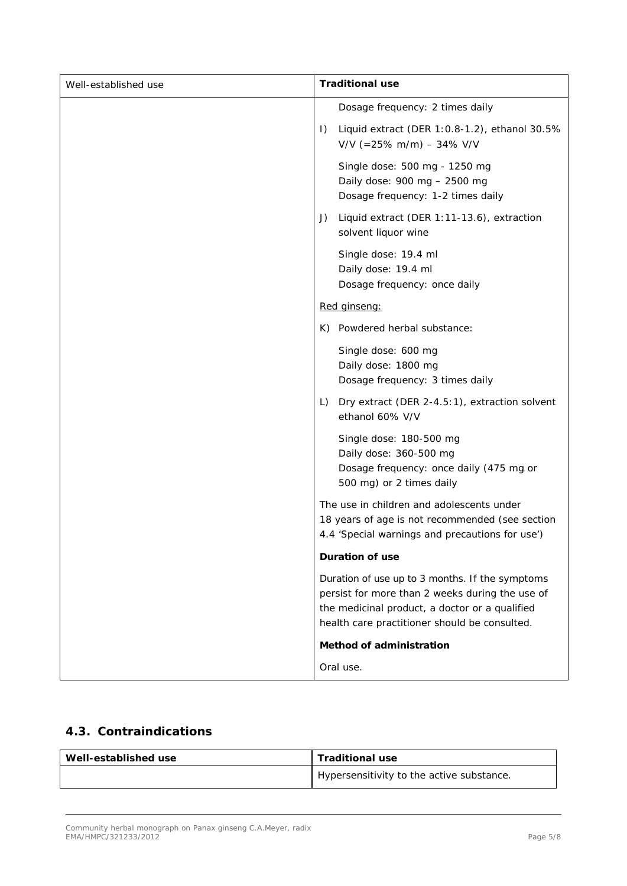| Well-established use | Traditional use |
| --- | --- |
| | Dosage frequency: 2 times daily<br><br>I) Liquid extract (DER 1:0.8-1.2), ethanol 30.5% V/V (=25% m/m) – 34% V/V<br><br>Single dose: 500 mg - 1250 mg<br>Daily dose: 900 mg – 2500 mg<br>Dosage frequency: 1-2 times daily<br><br>J) Liquid extract (DER 1:11-13.6), extraction solvent liquor wine<br><br>Single dose: 19.4 ml<br>Daily dose: 19.4 ml<br>Dosage frequency: once daily<br><br><u>Red ginseng:</u><br><br>K) Powdered herbal substance:<br><br>Single dose: 600 mg<br>Daily dose: 1800 mg<br>Dosage frequency: 3 times daily<br><br>L) Dry extract (DER 2-4.5:1), extraction solvent ethanol 60% V/V<br><br>Single dose: 180-500 mg<br>Daily dose: 360-500 mg<br>Dosage frequency: once daily (475 mg or 500 mg) or 2 times daily<br><br>The use in children and adolescents under 18 years of age is not recommended (see section 4.4 'Special warnings and precautions for use')<br><br>**Duration of use**<br><br>Duration of use up to 3 months. If the symptoms persist for more than 2 weeks during the use of the medicinal product, a doctor or a qualified health care practitioner should be consulted.<br><br>**Method of administration**<br><br>Oral use. |

## 4.3. Contraindications

| Well-established use | Traditional use |
| --- | --- |
| | Hypersensitivity to the active substance. |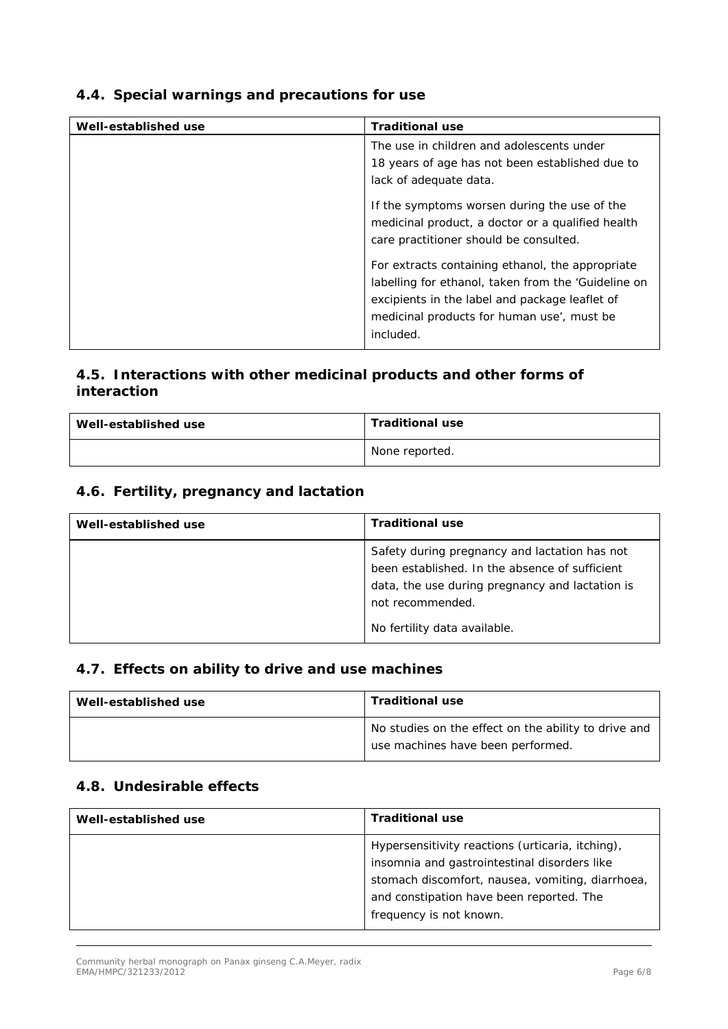## 4.4. Special warnings and precautions for use

| Well-established use | Traditional use |
| --- | --- |
| | The use in children and adolescents under 18 years of age has not been established due to lack of adequate data.<br><br>If the symptoms worsen during the use of the medicinal product, a doctor or a qualified health care practitioner should be consulted.<br><br>For extracts containing ethanol, the appropriate labelling for ethanol, taken from the 'Guideline on excipients in the label and package leaflet of medicinal products for human use', must be included. |

## 4.5. Interactions with other medicinal products and other forms of interaction

| Well-established use | Traditional use |
| --- | --- |
| | None reported. |

## 4.6. Fertility, pregnancy and lactation

| Well-established use | Traditional use |
| --- | --- |
| | Safety during pregnancy and lactation has not been established. In the absence of sufficient data, the use during pregnancy and lactation is not recommended.<br><br>No fertility data available. |

## 4.7. Effects on ability to drive and use machines

| Well-established use | Traditional use |
| --- | --- |
| | No studies on the effect on the ability to drive and use machines have been performed. |

## 4.8. Undesirable effects

| Well-established use | Traditional use |
| --- | --- |
| | Hypersensitivity reactions (urticaria, itching), insomnia and gastrointestinal disorders like stomach discomfort, nausea, vomiting, diarrhoea, and constipation have been reported. The frequency is not known. |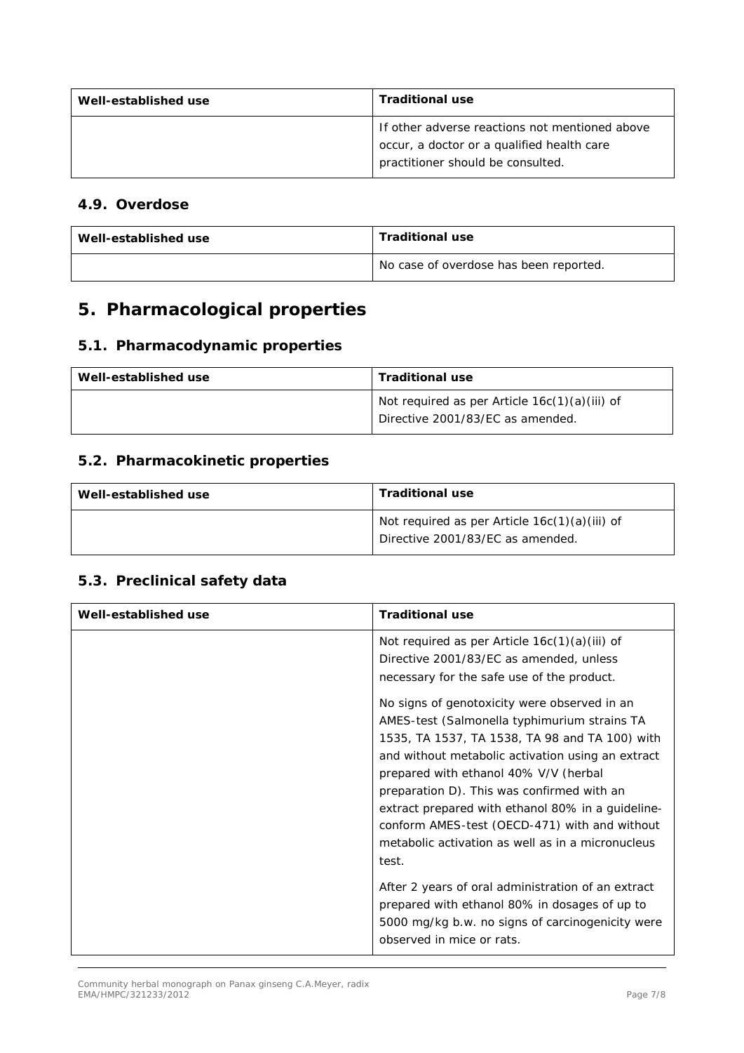| Well-established use | Traditional use |
|---|---|
| | If other adverse reactions not mentioned above occur, a doctor or a qualified health care practitioner should be consulted. |

### 4.9. Overdose

| Well-established use | Traditional use |
|---|---|
| | No case of overdose has been reported. |

## 5. Pharmacological properties

### 5.1. Pharmacodynamic properties

| Well-established use | Traditional use |
|---|---|
| | Not required as per Article 16c(1)(a)(iii) of Directive 2001/83/EC as amended. |

### 5.2. Pharmacokinetic properties

| Well-established use | Traditional use |
|---|---|
| | Not required as per Article 16c(1)(a)(iii) of Directive 2001/83/EC as amended. |

### 5.3. Preclinical safety data

| Well-established use | Traditional use |
|---|---|
| | Not required as per Article 16c(1)(a)(iii) of Directive 2001/83/EC as amended, unless necessary for the safe use of the product.<br><br>No signs of genotoxicity were observed in an AMES-test (Salmonella typhimurium strains TA 1535, TA 1537, TA 1538, TA 98 and TA 100) with and without metabolic activation using an extract prepared with ethanol 40% V/V (herbal preparation D). This was confirmed with an extract prepared with ethanol 80% in a guideline-conform AMES-test (OECD-471) with and without metabolic activation as well as in a micronucleus test.<br><br>After 2 years of oral administration of an extract prepared with ethanol 80% in dosages of up to 5000 mg/kg b.w. no signs of carcinogenicity were observed in mice or rats. |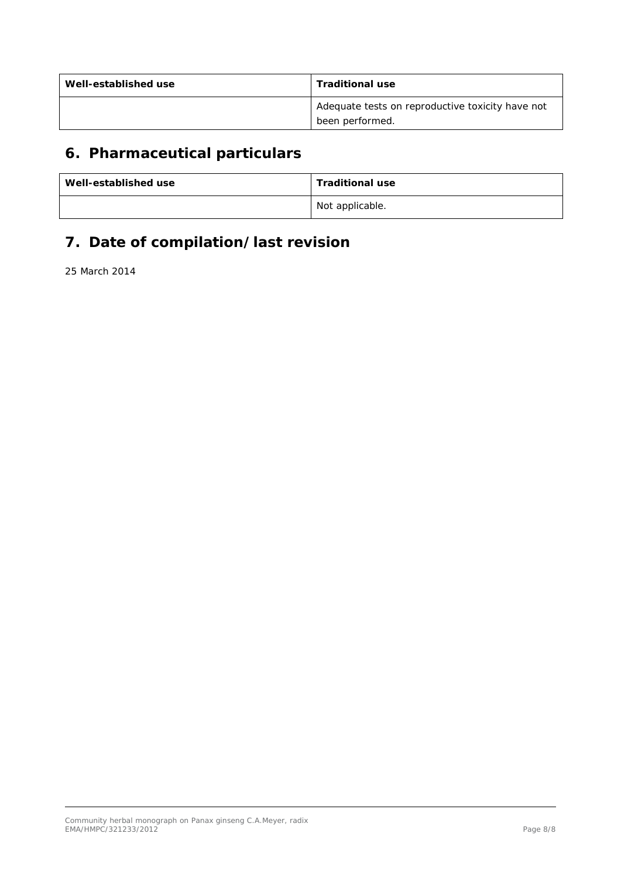| Well-established use | Traditional use |
| --- | --- |
| | Adequate tests on reproductive toxicity have not been performed. |

## 6. Pharmaceutical particulars

| Well-established use | Traditional use |
| --- | --- |
| | Not applicable. |

## 7. Date of compilation/last revision

25 March 2014